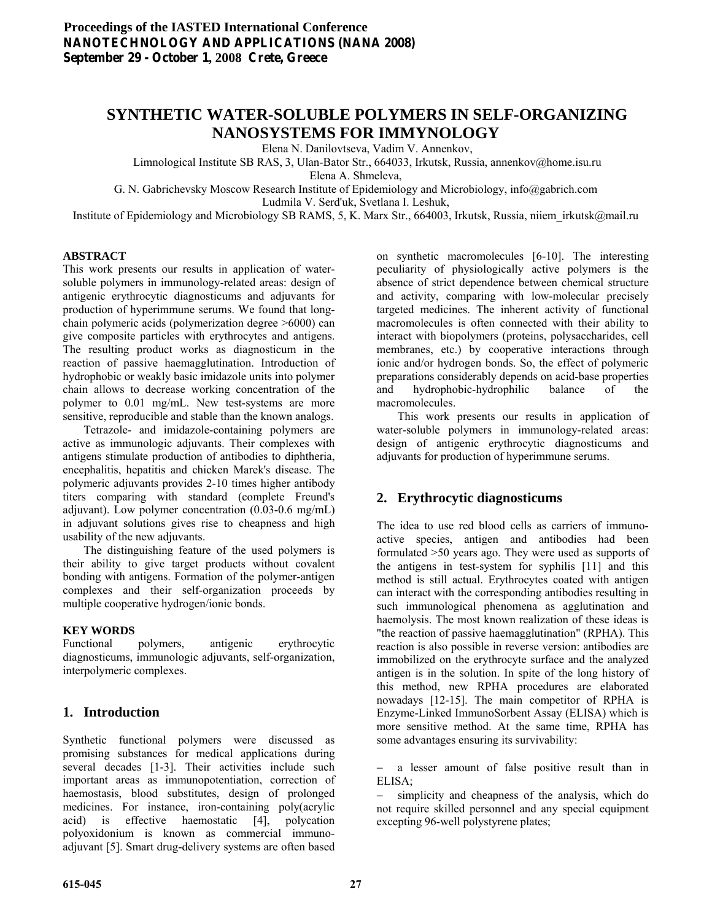# SYNTHETIC WATER-SOLUBLE POLYMERS IN SELF-ORGANIZING NANOSYSTEMS FOR IMMYNOLOGY

Elena N. Danilovtseva, Vadim V. Annenkov,
Limnological Institute SB RAS, 3, Ulan-Bator Str., 664033, Irkutsk, Russia, annenkov@home.isu.ru
Elena A. Shmeleva,
G. N. Gabrichevsky Moscow Research Institute of Epidemiology and Microbiology, info@gabrich.com
Ludmila V. Serd'uk, Svetlana I. Leshuk,
Institute of Epidemiology and Microbiology SB RAMS, 5, K. Marx Str., 664003, Irkutsk, Russia, niiem_irkutsk@mail.ru

**ABSTRACT**

This work presents our results in application of water-soluble polymers in immunology-related areas: design of antigenic erythrocytic diagnosticums and adjuvants for production of hyperimmune serums. We found that long-chain polymeric acids (polymerization degree >6000) can give composite particles with erythrocytes and antigens. The resulting product works as diagnosticum in the reaction of passive haemagglutination. Introduction of hydrophobic or weakly basic imidazole units into polymer chain allows to decrease working concentration of the polymer to 0.01 mg/mL. New test-systems are more sensitive, reproducible and stable than the known analogs.

Tetrazole- and imidazole-containing polymers are active as immunologic adjuvants. Their complexes with antigens stimulate production of antibodies to diphtheria, encephalitis, hepatitis and chicken Marek's disease. The polymeric adjuvants provides 2-10 times higher antibody titers comparing with standard (complete Freund's adjuvant). Low polymer concentration (0.03-0.6 mg/mL) in adjuvant solutions gives rise to cheapness and high usability of the new adjuvants.

The distinguishing feature of the used polymers is their ability to give target products without covalent bonding with antigens. Formation of the polymer-antigen complexes and their self-organization proceeds by multiple cooperative hydrogen/ionic bonds.

**KEY WORDS**

Functional polymers, antigenic erythrocytic diagnosticums, immunologic adjuvants, self-organization, interpolymeric complexes.

## 1. Introduction

Synthetic functional polymers were discussed as promising substances for medical applications during several decades [1-3]. Their activities include such important areas as immunopotentiation, correction of haemostasis, blood substitutes, design of prolonged medicines. For instance, iron-containing poly(acrylic acid) is effective haemostatic [4], polycation polyoxidonium is known as commercial immuno-adjuvant [5]. Smart drug-delivery systems are often based on synthetic macromolecules [6-10]. The interesting peculiarity of physiologically active polymers is the absence of strict dependence between chemical structure and activity, comparing with low-molecular precisely targeted medicines. The inherent activity of functional macromolecules is often connected with their ability to interact with biopolymers (proteins, polysaccharides, cell membranes, etc.) by cooperative interactions through ionic and/or hydrogen bonds. So, the effect of polymeric preparations considerably depends on acid-base properties and hydrophobic-hydrophilic balance of the macromolecules.

This work presents our results in application of water-soluble polymers in immunology-related areas: design of antigenic erythrocytic diagnosticums and adjuvants for production of hyperimmune serums.

## 2. Erythrocytic diagnosticums

The idea to use red blood cells as carriers of immuno-active species, antigen and antibodies had been formulated >50 years ago. They were used as supports of the antigens in test-system for syphilis [11] and this method is still actual. Erythrocytes coated with antigen can interact with the corresponding antibodies resulting in such immunological phenomena as agglutination and haemolysis. The most known realization of these ideas is "the reaction of passive haemagglutination" (RPHA). This reaction is also possible in reverse version: antibodies are immobilized on the erythrocyte surface and the analyzed antigen is in the solution. In spite of the long history of this method, new RPHA procedures are elaborated nowadays [12-15]. The main competitor of RPHA is Enzyme-Linked ImmunoSorbent Assay (ELISA) which is more sensitive method. At the same time, RPHA has some advantages ensuring its survivability:

- a lesser amount of false positive result than in ELISA;
- simplicity and cheapness of the analysis, which do not require skilled personnel and any special equipment excepting 96-well polystyrene plates;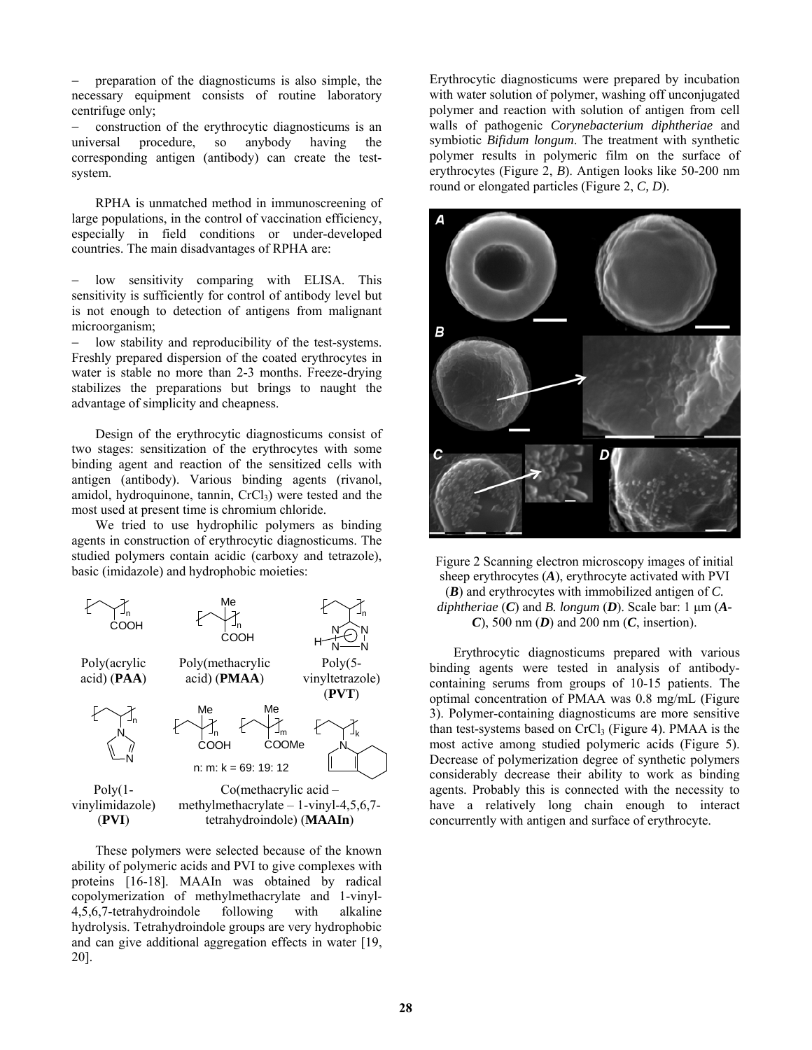- preparation of the diagnosticums is also simple, the necessary equipment consists of routine laboratory centrifuge only;
- construction of the erythrocytic diagnosticums is an universal procedure, so anybody having the corresponding antigen (antibody) can create the test-system.

RPHA is unmatched method in immunoscreening of large populations, in the control of vaccination efficiency, especially in field conditions or under-developed countries. The main disadvantages of RPHA are:

- low sensitivity comparing with ELISA. This sensitivity is sufficiently for control of antibody level but is not enough to detection of antigens from malignant microorganism;
- low stability and reproducibility of the test-systems. Freshly prepared dispersion of the coated erythrocytes in water is stable no more than 2-3 months. Freeze-drying stabilizes the preparations but brings to naught the advantage of simplicity and cheapness.

Design of the erythrocytic diagnosticums consist of two stages: sensitization of the erythrocytes with some binding agent and reaction of the sensitized cells with antigen (antibody). Various binding agents (rivanol, amidol, hydroquinone, tannin, $CrCl_3$) were tested and the most used at present time is chromium chloride.

We tried to use hydrophilic polymers as binding agents in construction of erythrocytic diagnosticums. The studied polymers contain acidic (carboxy and tetrazole), basic (imidazole) and hydrophobic moieties:

Poly(acrylic acid) (**PAA**)

Poly(methacrylic acid) (**PMAA**)

Poly(5-vinyltetrazole) (**PVT**)

Poly(1-vinylimidazole) (**PVI**)

n: m: k = 69: 19: 12

Co(methacrylic acid – methylmethacrylate – 1-vinyl-4,5,6,7-tetrahydroindole) (**MAAIn**)

These polymers were selected because of the known ability of polymeric acids and PVI to give complexes with proteins [16-18]. MAAIn was obtained by radical copolymerization of methylmethacrylate and 1-vinyl-4,5,6,7-tetrahydroindole following with alkaline hydrolysis. Tetrahydroindole groups are very hydrophobic and can give additional aggregation effects in water [19, 20].

Erythrocytic diagnosticums were prepared by incubation with water solution of polymer, washing off unconjugated polymer and reaction with solution of antigen from cell walls of pathogenic *Corynebacterium diphtheriae* and symbiotic *Bifidum longum*. The treatment with synthetic polymer results in polymeric film on the surface of erythrocytes (Figure 2, *B*). Antigen looks like 50-200 nm round or elongated particles (Figure 2, *C, D*).

Figure 2 Scanning electron microscopy images of initial sheep erythrocytes (***A***), erythrocyte activated with PVI (***B***) and erythrocytes with immobilized antigen of *C. diphtheriae* (***C***) and *B. longum* (***D***). Scale bar: 1 μm (***A-C***), 500 nm (***D***) and 200 nm (***C***, insertion).

Erythrocytic diagnosticums prepared with various binding agents were tested in analysis of antibody-containing serums from groups of 10-15 patients. The optimal concentration of PMAA was 0.8 mg/mL (Figure 3). Polymer-containing diagnosticums are more sensitive than test-systems based on $CrCl_3$ (Figure 4). PMAA is the most active among studied polymeric acids (Figure 5). Decrease of polymerization degree of synthetic polymers considerably decrease their ability to work as binding agents. Probably this is connected with the necessity to have a relatively long chain enough to interact concurrently with antigen and surface of erythrocyte.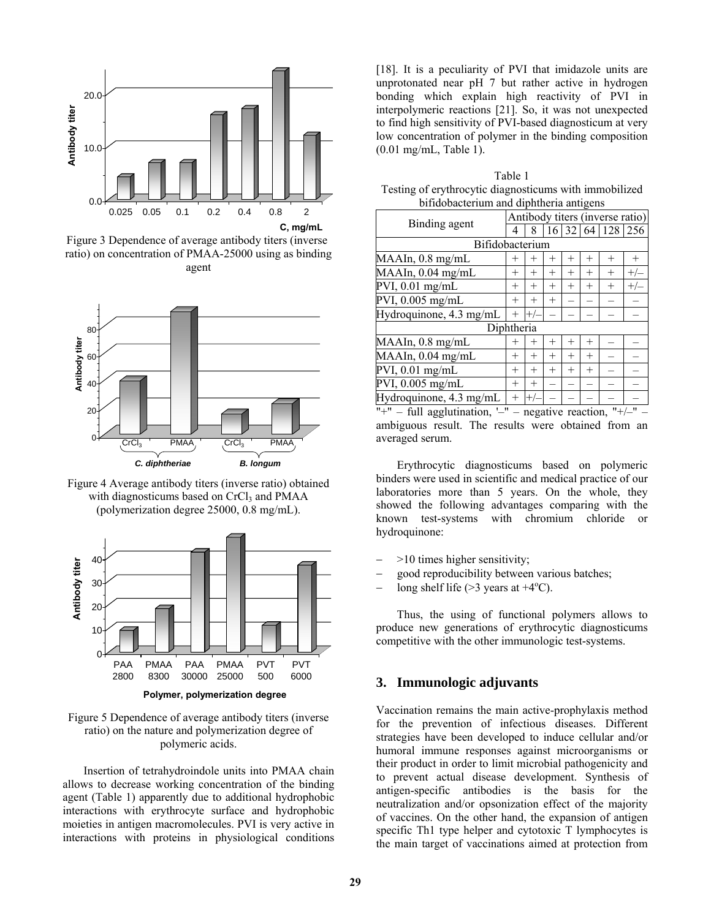Figure 3 Dependence of average antibody titers (inverse ratio) on concentration of PMAA-25000 using as binding agent

Figure 4 Average antibody titers (inverse ratio) obtained with diagnosticums based on $CrCl_3$ and PMAA (polymerization degree 25000, 0.8 mg/mL).

Figure 5 Dependence of average antibody titers (inverse ratio) on the nature and polymerization degree of polymeric acids.

Insertion of tetrahydroindole units into PMAA chain allows to decrease working concentration of the binding agent (Table 1) apparently due to additional hydrophobic interactions with erythrocyte surface and hydrophobic moieties in antigen macromolecules. PVI is very active in interactions with proteins in physiological conditions [18]. It is a peculiarity of PVI that imidazole units are unprotonated near pH 7 but rather active in hydrogen bonding which explain high reactivity of PVI in interpolymeric reactions [21]. So, it was not unexpected to find high sensitivity of PVI-based diagnosticum at very low concentration of polymer in the binding composition (0.01 mg/mL, Table 1).

Table 1
Testing of erythrocytic diagnosticums with immobilized bifidobacterium and diphtheria antigens

| Binding agent | Antibody titers (inverse ratio) | | | | | | |
|---|---|---|---|---|---|---|---|
| | 4 | 8 | 16 | 32 | 64 | 128 | 256 |
| Bifidobacterium | | | | | | | |
| MAAIn, 0.8 mg/mL | + | + | + | + | + | + | + |
| MAAIn, 0.04 mg/mL | + | + | + | + | + | + | +/– |
| PVI, 0.01 mg/mL | + | + | + | + | + | + | +/– |
| PVI, 0.005 mg/mL | + | + | + | – | – | – | – |
| Hydroquinone, 4.3 mg/mL | + | +/– | – | – | – | – | – |
| Diphtheria | | | | | | | |
| MAAIn, 0.8 mg/mL | + | + | + | + | + | – | – |
| MAAIn, 0.04 mg/mL | + | + | + | + | + | – | – |
| PVI, 0.01 mg/mL | + | + | + | + | + | – | – |
| PVI, 0.005 mg/mL | + | + | – | – | – | – | – |
| Hydroquinone, 4.3 mg/mL | + | +/– | – | – | – | – | – |

"+" – full agglutination, '–" – negative reaction, "+/–" – ambiguous result. The results were obtained from an averaged serum.

Erythrocytic diagnosticums based on polymeric binders were used in scientific and medical practice of our laboratories more than 5 years. On the whole, they showed the following advantages comparing with the known test-systems with chromium chloride or hydroquinone:

- >10 times higher sensitivity;
- good reproducibility between various batches;
- long shelf life (>3 years at +4$^o$C).

Thus, the using of functional polymers allows to produce new generations of erythrocytic diagnosticums competitive with the other immunologic test-systems.

## 3. Immunologic adjuvants

Vaccination remains the main active-prophylaxis method for the prevention of infectious diseases. Different strategies have been developed to induce cellular and/or humoral immune responses against microorganisms or their product in order to limit microbial pathogenicity and to prevent actual disease development. Synthesis of antigen-specific antibodies is the basis for the neutralization and/or opsonization effect of the majority of vaccines. On the other hand, the expansion of antigen specific Th1 type helper and cytotoxic T lymphocytes is the main target of vaccinations aimed at protection from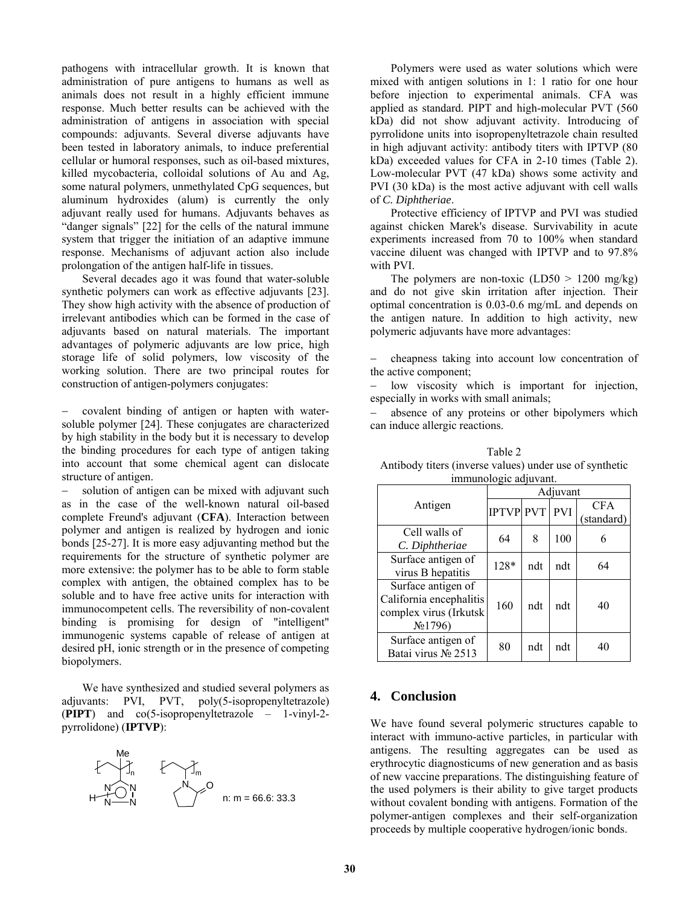pathogens with intracellular growth. It is known that administration of pure antigens to humans as well as animals does not result in a highly efficient immune response. Much better results can be achieved with the administration of antigens in association with special compounds: adjuvants. Several diverse adjuvants have been tested in laboratory animals, to induce preferential cellular or humoral responses, such as oil-based mixtures, killed mycobacteria, colloidal solutions of Au and Ag, some natural polymers, unmethylated CpG sequences, but aluminum hydroxides (alum) is currently the only adjuvant really used for humans. Adjuvants behaves as "danger signals" [22] for the cells of the natural immune system that trigger the initiation of an adaptive immune response. Mechanisms of adjuvant action also include prolongation of the antigen half-life in tissues.

Several decades ago it was found that water-soluble synthetic polymers can work as effective adjuvants [23]. They show high activity with the absence of production of irrelevant antibodies which can be formed in the case of adjuvants based on natural materials. The important advantages of polymeric adjuvants are low price, high storage life of solid polymers, low viscosity of the working solution. There are two principal routes for construction of antigen-polymers conjugates:

– covalent binding of antigen or hapten with water-soluble polymer [24]. These conjugates are characterized by high stability in the body but it is necessary to develop the binding procedures for each type of antigen taking into account that some chemical agent can dislocate structure of antigen.
– solution of antigen can be mixed with adjuvant such as in the case of the well-known natural oil-based complete Freund's adjuvant (**CFA**). Interaction between polymer and antigen is realized by hydrogen and ionic bonds [25-27]. It is more easy adjuvanting method but the requirements for the structure of synthetic polymer are more extensive: the polymer has to be able to form stable complex with antigen, the obtained complex has to be soluble and to have free active units for interaction with immunocompetent cells. The reversibility of non-covalent binding is promising for design of "intelligent" immunogenic systems capable of release of antigen at desired pH, ionic strength or in the presence of competing biopolymers.

We have synthesized and studied several polymers as adjuvants: PVI, PVT, poly(5-isopropenyltetrazole) (**PIPT**) and co(5-isopropenyltetrazole – 1-vinyl-2-pyrrolidone) (**IPTVP**):

n: m = 66.6: 33.3

Polymers were used as water solutions which were mixed with antigen solutions in 1: 1 ratio for one hour before injection to experimental animals. CFA was applied as standard. PIPT and high-molecular PVT (560 kDa) did not show adjuvant activity. Introducing of pyrrolidone units into isopropenyltetrazole chain resulted in high adjuvant activity: antibody titers with IPTVP (80 kDa) exceeded values for CFA in 2-10 times (Table 2). Low-molecular PVT (47 kDa) shows some activity and PVI (30 kDa) is the most active adjuvant with cell walls of *C. Diphtheriae*.

Protective efficiency of IPTVP and PVI was studied against chicken Marek's disease. Survivability in acute experiments increased from 70 to 100% when standard vaccine diluent was changed with IPTVP and to 97.8% with PVI.

The polymers are non-toxic (LD50 > 1200 mg/kg) and do not give skin irritation after injection. Their optimal concentration is 0.03-0.6 mg/mL and depends on the antigen nature. In addition to high activity, new polymeric adjuvants have more advantages:

– cheapness taking into account low concentration of the active component;
– low viscosity which is important for injection, especially in works with small animals;
– absence of any proteins or other bipolymers which can induce allergic reactions.

Table 2
Antibody titers (inverse values) under use of synthetic immunologic adjuvant.

| Antigen | Adjuvant | | | |
|---|---|---|---|---|
| | IPTVP | PVT | PVI | CFA (standard) |
| Cell walls of *C. Diphtheriae* | 64 | 8 | 100 | 6 |
| Surface antigen of virus B hepatitis | 128* | ndt | ndt | 64 |
| Surface antigen of California encephalitis complex virus (Irkutsk №1796) | 160 | ndt | ndt | 40 |
| Surface antigen of Batai virus № 2513 | 80 | ndt | ndt | 40 |

## 4. Conclusion

We have found several polymeric structures capable to interact with immuno-active particles, in particular with antigens. The resulting aggregates can be used as erythrocytic diagnosticums of new generation and as basis of new vaccine preparations. The distinguishing feature of the used polymers is their ability to give target products without covalent bonding with antigens. Formation of the polymer-antigen complexes and their self-organization proceeds by multiple cooperative hydrogen/ionic bonds.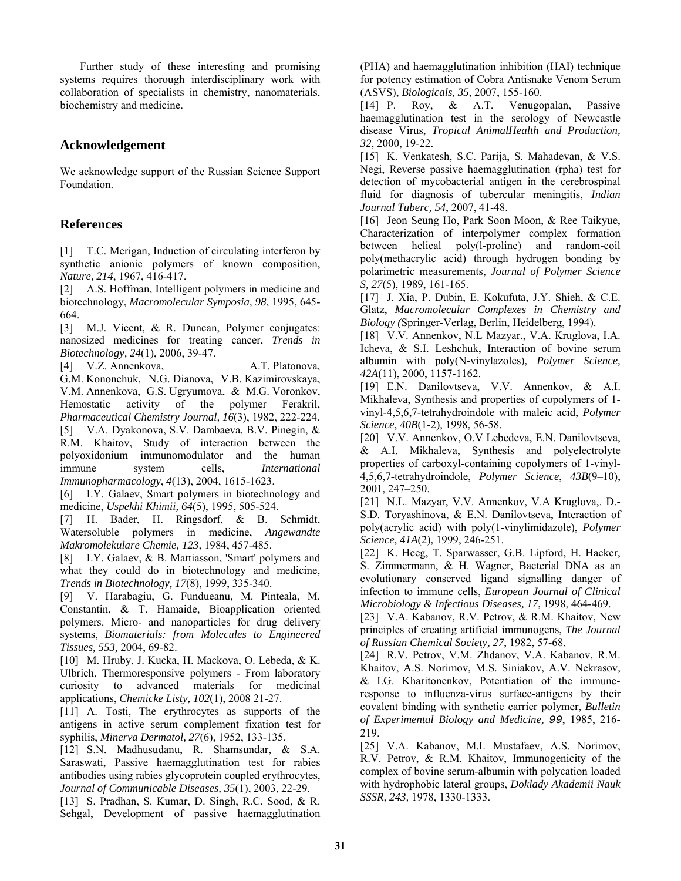Further study of these interesting and promising systems requires thorough interdisciplinary work with collaboration of specialists in chemistry, nanomaterials, biochemistry and medicine.

## Acknowledgement

We acknowledge support of the Russian Science Support Foundation.

## References

[1] T.C. Merigan, Induction of circulating interferon by synthetic anionic polymers of known composition, *Nature, 214*, 1967, 416-417.

[2] A.S. Hoffman, Intelligent polymers in medicine and biotechnology, *Macromolecular Symposia, 98*, 1995, 645-664.

[3] M.J. Vicent, & R. Duncan, Polymer conjugates: nanosized medicines for treating cancer, *Trends in Biotechnology, 24*(1), 2006, 39-47.

[4] V.Z. Annenkova, A.T. Platonova, G.M. Kononchuk, N.G. Dianova, V.B. Kazimirovskaya, V.M. Annenkova, G.S. Ugryumova, & M.G. Voronkov, Hemostatic activity of the polymer Ferakril, *Pharmaceutical Chemistry Journal, 16*(3), 1982, 222-224.

[5] V.A. Dyakonova, S.V. Dambaeva, B.V. Pinegin, & R.M. Khaitov, Study of interaction between the polyoxidonium immunomodulator and the human immune system cells, *International Immunopharmacology*, *4*(13), 2004, 1615-1623.

[6] I.Y. Galaev, Smart polymers in biotechnology and medicine, *Uspekhi Khimii, 64*(5), 1995, 505-524.

[7] H. Bader, H. Ringsdorf, & B. Schmidt, Watersoluble polymers in medicine, *Angewandte Makromolekulare Chemie, 123,* 1984, 457-485.

[8] I.Y. Galaev, & B. Mattiasson, 'Smart' polymers and what they could do in biotechnology and medicine, *Trends in Biotechnology, 17*(8), 1999, 335-340.

[9] V. Harabagiu, G. Fundueanu, M. Pinteala, M. Constantin, & T. Hamaide, Bioapplication oriented polymers. Micro- and nanoparticles for drug delivery systems, *Biomaterials: from Molecules to Engineered Tissues, 553,* 2004, 69-82.

[10] M. Hruby, J. Kucka, H. Mackova, O. Lebeda, & K. Ulbrich, Thermoresponsive polymers - From laboratory curiosity to advanced materials for medicinal applications, *Chemicke Listy, 102*(1), 2008 21-27.

[11] A. Tosti, The erythrocytes as supports of the antigens in active serum complement fixation test for syphilis, *Minerva Dermatol, 27*(6), 1952, 133-135.

[12] S.N. Madhusudanu, R. Shamsundar, & S.A. Saraswati, Passive haemagglutination test for rabies antibodies using rabies glycoprotein coupled erythrocytes, *Journal of Communicable Diseases, 35*(1), 2003, 22-29.

[13] S. Pradhan, S. Kumar, D. Singh, R.C. Sood, & R. Sehgal, Development of passive haemagglutination (PHA) and haemagglutination inhibition (HAI) technique for potency estimation of Cobra Antisnake Venom Serum (ASVS), *Biologicals, 35*, 2007, 155-160.

[14] P. Roy, & A.T. Venugopalan, Passive haemagglutination test in the serology of Newcastle disease Virus, *Tropical AnimalHealth and Production, 32*, 2000, 19-22.

[15] K. Venkatesh, S.C. Parija, S. Mahadevan, & V.S. Negi, Reverse passive haemagglutination (rpha) test for detection of mycobacterial antigen in the cerebrospinal fluid for diagnosis of tubercular meningitis, *Indian Journal Tuberc, 54*, 2007, 41-48.

[16] Jeon Seung Ho, Park Soon Moon, & Ree Taikyue, Characterization of interpolymer complex formation between helical poly(l-proline) and random-coil poly(methacrylic acid) through hydrogen bonding by polarimetric measurements, *Journal of Polymer Science S, 27*(5), 1989, 161-165.

[17] J. Xia, P. Dubin, E. Kokufuta, J.Y. Shieh, & C.E. Glatz, *Macromolecular Complexes in Chemistry and Biology (*Springer-Verlag, Berlin, Heidelberg, 1994).

[18] V.V. Annenkov, N.L Mazyar., V.A. Kruglova, I.A. Icheva, & S.I. Leshchuk, Interaction of bovine serum albumin with poly(N-vinylazoles), *Polymer Science, 42A*(11), 2000, 1157-1162.

[19] E.N. Danilovtseva, V.V. Annenkov, & A.I. Mikhaleva, Synthesis and properties of copolymers of 1-vinyl-4,5,6,7-tetrahydroindole with maleic acid, *Polymer Science*, *40B*(1-2), 1998, 56-58.

[20] V.V. Annenkov, O.V Lebedeva, E.N. Danilovtseva, & A.I. Mikhaleva, Synthesis and polyelectrolyte properties of carboxyl-containing copolymers of 1-vinyl-4,5,6,7-tetrahydroindole, *Polymer Science*, *43B*(9–10), 2001, 247–250.

[21] N.L. Mazyar, V.V. Annenkov, V.A Kruglova,. D.-S.D. Toryashinova, & E.N. Danilovtseva, Interaction of poly(acrylic acid) with poly(1-vinylimidazole), *Polymer Science*, *41A*(2), 1999, 246-251.

[22] K. Heeg, T. Sparwasser, G.B. Lipford, H. Hacker, S. Zimmermann, & H. Wagner, Bacterial DNA as an evolutionary conserved ligand signalling danger of infection to immune cells, *European Journal of Clinical Microbiology & Infectious Diseases, 17*, 1998, 464-469.

[23] V.A. Kabanov, R.V. Petrov, & R.M. Khaitov, New principles of creating artificial immunogens, *The Journal of Russian Chemical Society, 27*, 1982, 57-68.

[24] R.V. Petrov, V.M. Zhdanov, V.A. Kabanov, R.M. Khaitov, A.S. Norimov, M.S. Siniakov, A.V. Nekrasov, & I.G. Kharitonenkov, Potentiation of the immune-response to influenza-virus surface-antigens by their covalent binding with synthetic carrier polymer, *Bulletin of Experimental Biology and Medicine, 99*, 1985, 216-219.

[25] V.A. Kabanov, M.I. Mustafaev, A.S. Norimov, R.V. Petrov, & R.M. Khaitov, Immunogenicity of the complex of bovine serum-albumin with polycation loaded with hydrophobic lateral groups, *Doklady Akademii Nauk SSSR, 243,* 1978, 1330-1333.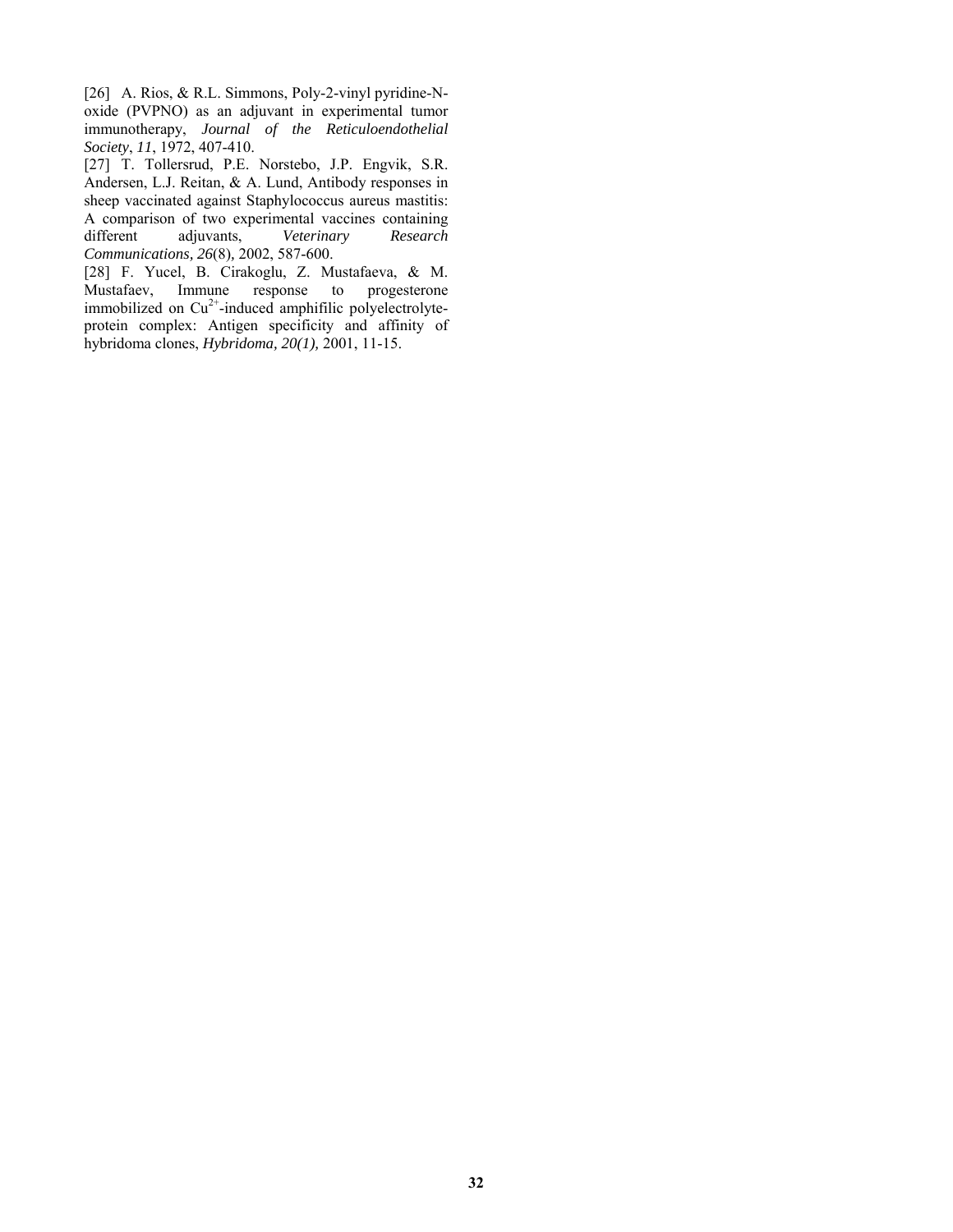[26] A. Rios, & R.L. Simmons, Poly-2-vinyl pyridine-N-oxide (PVPNO) as an adjuvant in experimental tumor immunotherapy, *Journal of the Reticuloendothelial Society*, *11*, 1972, 407-410.

[27] T. Tollersrud, P.E. Norstebo, J.P. Engvik, S.R. Andersen, L.J. Reitan, & A. Lund, Antibody responses in sheep vaccinated against Staphylococcus aureus mastitis: A comparison of two experimental vaccines containing different adjuvants, *Veterinary Research Communications, 26*(8), 2002, 587-600.

[28] F. Yucel, B. Cirakoglu, Z. Mustafaeva, & M. Mustafaev, Immune response to progesterone immobilized on $Cu^{2+}$-induced amphifilic polyelectrolyte-protein complex: Antigen specificity and affinity of hybridoma clones, *Hybridoma, 20(1),* 2001, 11-15.